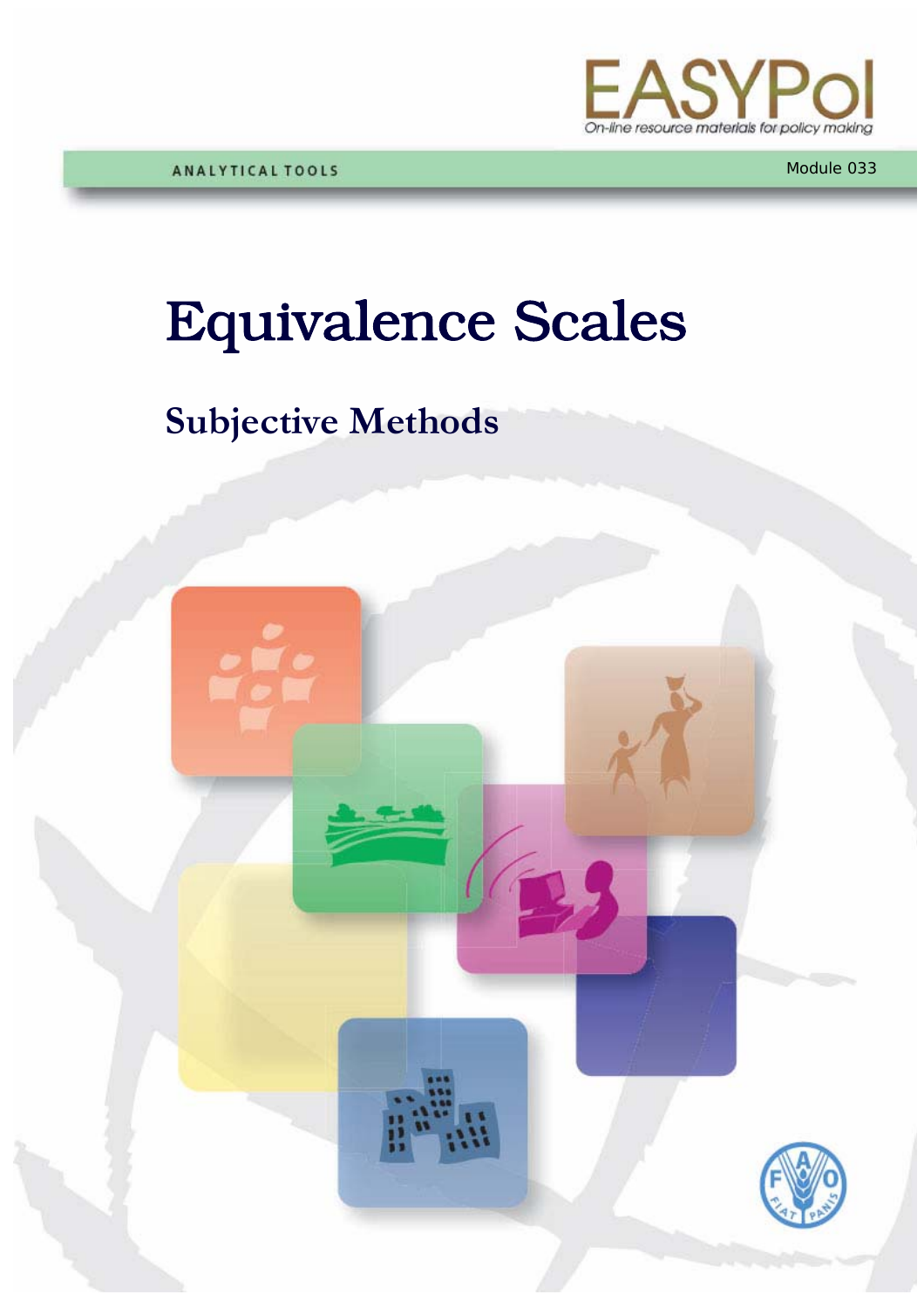EASYPol

On-line resource materials for policy making

ANALYTICAL TOOLS

Module 033

# Equivalence Scales

## Subjective Methods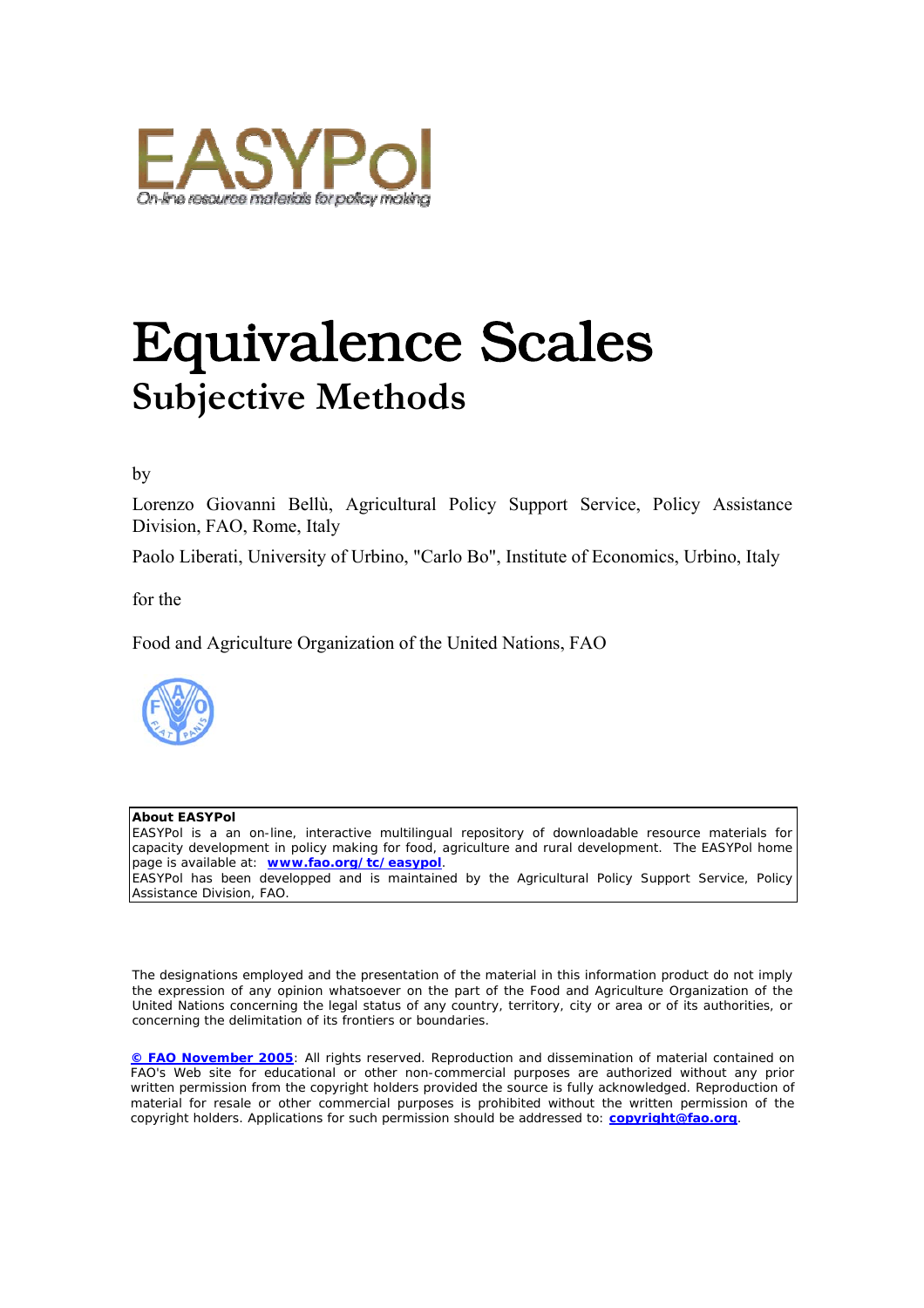EASYPol

On-line resource materials for policy making

# Equivalence Scales

## Subjective Methods

by

Lorenzo Giovanni Bellù, Agricultural Policy Support Service, Policy Assistance Division, FAO, Rome, Italy

Paolo Liberati, University of Urbino, "Carlo Bo", Institute of Economics, Urbino, Italy

for the

Food and Agriculture Organization of the United Nations, FAO

**About EASYPol**

EASYPol is a an on-line, interactive multilingual repository of downloadable resource materials for capacity development in policy making for food, agriculture and rural development. The EASYPol home page is available at: **www.fao.org/tc/easypol**.

EASYPol has been developped and is maintained by the Agricultural Policy Support Service, Policy Assistance Division, FAO.

The designations employed and the presentation of the material in this information product do not imply the expression of any opinion whatsoever on the part of the Food and Agriculture Organization of the United Nations concerning the legal status of any country, territory, city or area or of its authorities, or concerning the delimitation of its frontiers or boundaries.

**© FAO November 2005**: All rights reserved. Reproduction and dissemination of material contained on FAO's Web site for educational or other non-commercial purposes are authorized without any prior written permission from the copyright holders provided the source is fully acknowledged. Reproduction of material for resale or other commercial purposes is prohibited without the written permission of the copyright holders. Applications for such permission should be addressed to: **copyright@fao.org**.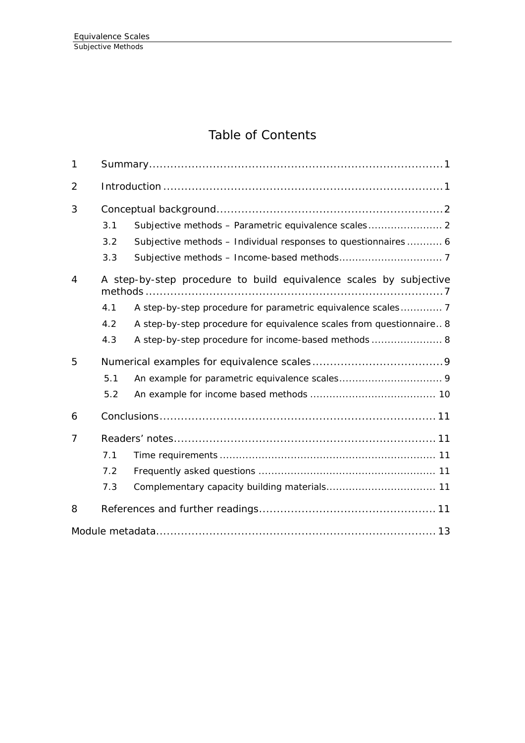# Table of Contents

| | | | |
|---|---|---|---|
| 1 | Summary | | 1 |
| 2 | Introduction | | 1 |
| 3 | Conceptual background | | 2 |
| | 3.1 | Subjective methods – Parametric equivalence scales | 2 |
| | 3.2 | Subjective methods – Individual responses to questionnaires | 6 |
| | 3.3 | Subjective methods – Income-based methods | 7 |
| 4 | A step-by-step procedure to build equivalence scales by subjective methods | | 7 |
| | 4.1 | A step-by-step procedure for parametric equivalence scales | 7 |
| | 4.2 | A step-by-step procedure for equivalence scales from questionnaire | 8 |
| | 4.3 | A step-by-step procedure for income-based methods | 8 |
| 5 | Numerical examples for equivalence scales | | 9 |
| | 5.1 | An example for parametric equivalence scales | 9 |
| | 5.2 | An example for income based methods | 10 |
| 6 | Conclusions | | 11 |
| 7 | Readers' notes | | 11 |
| | 7.1 | Time requirements | 11 |
| | 7.2 | Frequently asked questions | 11 |
| | 7.3 | Complementary capacity building materials | 11 |
| 8 | References and further readings | | 11 |
| Module metadata | | | 13 |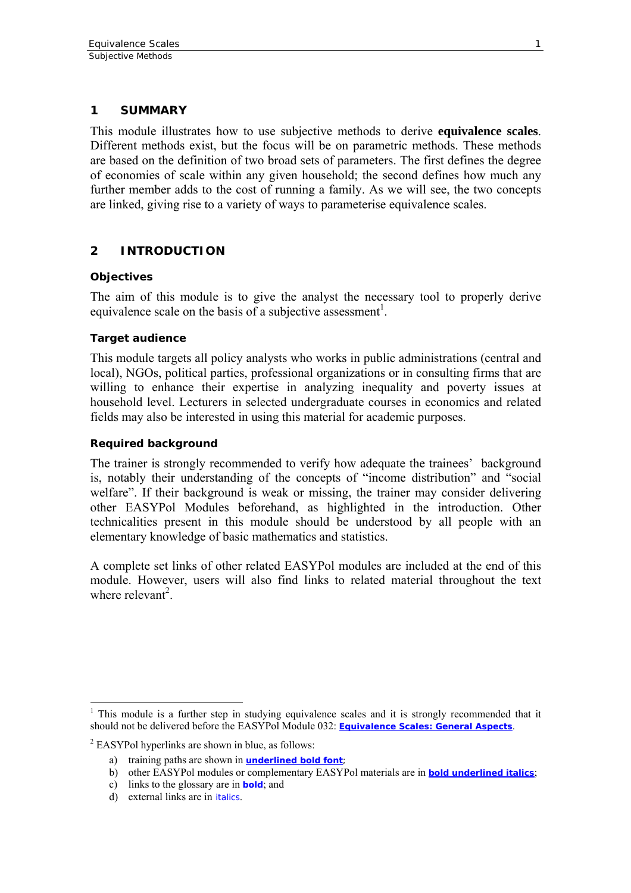# 1 SUMMARY

This module illustrates how to use subjective methods to derive **equivalence scales**. Different methods exist, but the focus will be on parametric methods. These methods are based on the definition of two broad sets of parameters. The first defines the degree of economies of scale within any given household; the second defines how much any further member adds to the cost of running a family. As we will see, the two concepts are linked, giving rise to a variety of ways to parameterise equivalence scales.

# 2 INTRODUCTION

### Objectives

The aim of this module is to give the analyst the necessary tool to properly derive equivalence scale on the basis of a subjective assessment[1].

### Target audience

This module targets all policy analysts who works in public administrations (central and local), NGOs, political parties, professional organizations or in consulting firms that are willing to enhance their expertise in analyzing inequality and poverty issues at household level. Lecturers in selected undergraduate courses in economics and related fields may also be interested in using this material for academic purposes.

### Required background

The trainer is strongly recommended to verify how adequate the trainees' background is, notably their understanding of the concepts of "income distribution" and "social welfare". If their background is weak or missing, the trainer may consider delivering other EASYPol Modules beforehand, as highlighted in the introduction. Other technicalities present in this module should be understood by all people with an elementary knowledge of basic mathematics and statistics.

A complete set links of other related EASYPol modules are included at the end of this module. However, users will also find links to related material throughout the text where relevant[2].

---

[1] This module is a further step in studying equivalence scales and it is strongly recommended that it should not be delivered before the EASYPol Module 032: **Equivalence Scales: General Aspects**.

[2] EASYPol hyperlinks are shown in blue, as follows:

a) training paths are shown in **underlined bold font**;
b) other EASYPol modules or complementary EASYPol materials are in ***bold underlined italics***;
c) links to the glossary are in **bold**; and
d) external links are in *italics*.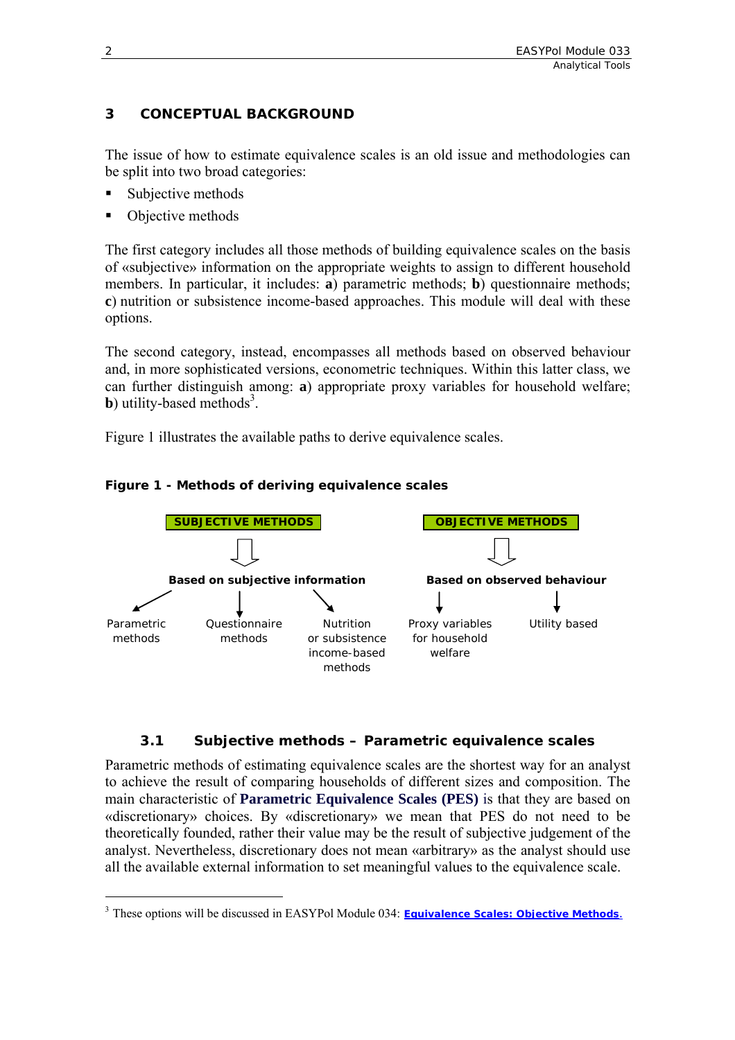## 3 CONCEPTUAL BACKGROUND

The issue of how to estimate equivalence scales is an old issue and methodologies can be split into two broad categories:

- Subjective methods
- Objective methods

The first category includes all those methods of building equivalence scales on the basis of «subjective» information on the appropriate weights to assign to different household members. In particular, it includes: **a**) parametric methods; **b**) questionnaire methods; **c**) nutrition or subsistence income-based approaches. This module will deal with these options.

The second category, instead, encompasses all methods based on observed behaviour and, in more sophisticated versions, econometric techniques. Within this latter class, we can further distinguish among: **a**) appropriate proxy variables for household welfare; **b**) utility-based methods[3].

Figure 1 illustrates the available paths to derive equivalence scales.

**Figure 1 - Methods of deriving equivalence scales**

**SUBJECTIVE METHODS**

**Based on subjective information**

- Parametric methods
- Questionnaire methods
- Nutrition or subsistence income-based methods

**OBJECTIVE METHODS**

**Based on observed behaviour**

- Proxy variables for household welfare
- Utility based

### 3.1 Subjective methods – Parametric equivalence scales

Parametric methods of estimating equivalence scales are the shortest way for an analyst to achieve the result of comparing households of different sizes and composition. The main characteristic of **Parametric Equivalence Scales (PES)** is that they are based on «discretionary» choices. By «discretionary» we mean that PES do not need to be theoretically founded, rather their value may be the result of subjective judgement of the analyst. Nevertheless, discretionary does not mean «arbitrary» as the analyst should use all the available external information to set meaningful values to the equivalence scale.

---

[3] These options will be discussed in EASYPol Module 034: **Equivalence Scales: Objective Methods**.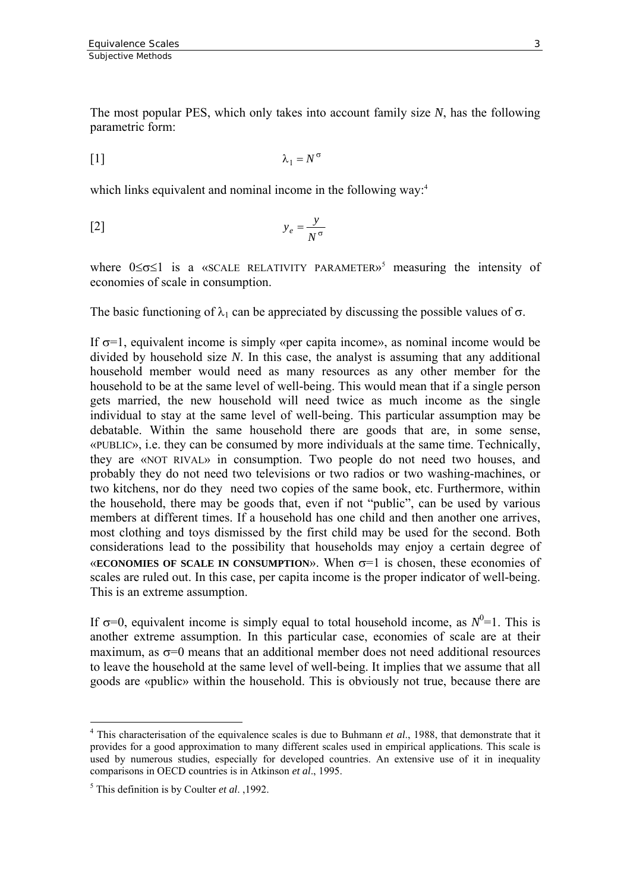The most popular PES, which only takes into account family size *N*, has the following parametric form:

$$[1] \qquad \lambda_1 = N^{\sigma}$$

which links equivalent and nominal income in the following way:[4]

$$[2] \qquad y_e = \frac{y}{N^{\sigma}}$$

where $0 \leq \sigma \leq 1$ is a «SCALE RELATIVITY PARAMETER»[5] measuring the intensity of economies of scale in consumption.

The basic functioning of $\lambda_1$ can be appreciated by discussing the possible values of $\sigma$.

If $\sigma=1$, equivalent income is simply «per capita income», as nominal income would be divided by household size *N*. In this case, the analyst is assuming that any additional household member would need as many resources as any other member for the household to be at the same level of well-being. This would mean that if a single person gets married, the new household will need twice as much income as the single individual to stay at the same level of well-being. This particular assumption may be debatable. Within the same household there are goods that are, in some sense, «PUBLIC», i.e. they can be consumed by more individuals at the same time. Technically, they are «NOT RIVAL» in consumption. Two people do not need two houses, and probably they do not need two televisions or two radios or two washing-machines, or two kitchens, nor do they need two copies of the same book, etc. Furthermore, within the household, there may be goods that, even if not "public", can be used by various members at different times. If a household has one child and then another one arrives, most clothing and toys dismissed by the first child may be used for the second. Both considerations lead to the possibility that households may enjoy a certain degree of «**ECONOMIES OF SCALE IN CONSUMPTION**». When $\sigma=1$ is chosen, these economies of scales are ruled out. In this case, per capita income is the proper indicator of well-being. This is an extreme assumption.

If $\sigma=0$, equivalent income is simply equal to total household income, as $N^0=1$. This is another extreme assumption. In this particular case, economies of scale are at their maximum, as $\sigma=0$ means that an additional member does not need additional resources to leave the household at the same level of well-being. It implies that we assume that all goods are «public» within the household. This is obviously not true, because there are

---

[4] This characterisation of the equivalence scales is due to Buhmann *et al*., 1988, that demonstrate that it provides for a good approximation to many different scales used in empirical applications. This scale is used by numerous studies, especially for developed countries. An extensive use of it in inequality comparisons in OECD countries is in Atkinson *et al*., 1995.

[5] This definition is by Coulter *et al*. ,1992.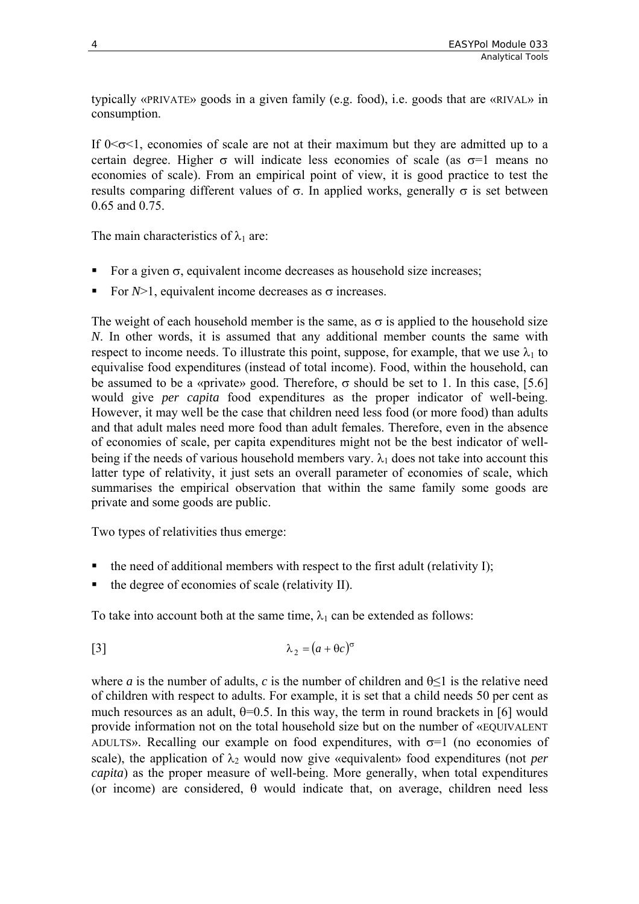typically «PRIVATE» goods in a given family (e.g. food), i.e. goods that are «RIVAL» in consumption.

If $0<\sigma<1$, economies of scale are not at their maximum but they are admitted up to a certain degree. Higher $\sigma$ will indicate less economies of scale (as $\sigma=1$ means no economies of scale). From an empirical point of view, it is good practice to test the results comparing different values of $\sigma$. In applied works, generally $\sigma$ is set between 0.65 and 0.75.

The main characteristics of $\lambda_1$ are:

- For a given $\sigma$, equivalent income decreases as household size increases;
- For $N>1$, equivalent income decreases as $\sigma$ increases.

The weight of each household member is the same, as $\sigma$ is applied to the household size *N*. In other words, it is assumed that any additional member counts the same with respect to income needs. To illustrate this point, suppose, for example, that we use $\lambda_1$ to equivalise food expenditures (instead of total income). Food, within the household, can be assumed to be a «private» good. Therefore, $\sigma$ should be set to 1. In this case, [5.6] would give *per capita* food expenditures as the proper indicator of well-being. However, it may well be the case that children need less food (or more food) than adults and that adult males need more food than adult females. Therefore, even in the absence of economies of scale, per capita expenditures might not be the best indicator of well-being if the needs of various household members vary. $\lambda_1$ does not take into account this latter type of relativity, it just sets an overall parameter of economies of scale, which summarises the empirical observation that within the same family some goods are private and some goods are public.

Two types of relativities thus emerge:

- the need of additional members with respect to the first adult (relativity I);
- the degree of economies of scale (relativity II).

To take into account both at the same time, $\lambda_1$ can be extended as follows:

$$\lambda_2 = (a + \theta c)^{\sigma} \qquad [3]$$

where *a* is the number of adults, *c* is the number of children and $\theta \leq 1$ is the relative need of children with respect to adults. For example, it is set that a child needs 50 per cent as much resources as an adult, $\theta=0.5$. In this way, the term in round brackets in [6] would provide information not on the total household size but on the number of «EQUIVALENT ADULTS». Recalling our example on food expenditures, with $\sigma=1$ (no economies of scale), the application of $\lambda_2$ would now give «equivalent» food expenditures (not *per capita*) as the proper measure of well-being. More generally, when total expenditures (or income) are considered, $\theta$ would indicate that, on average, children need less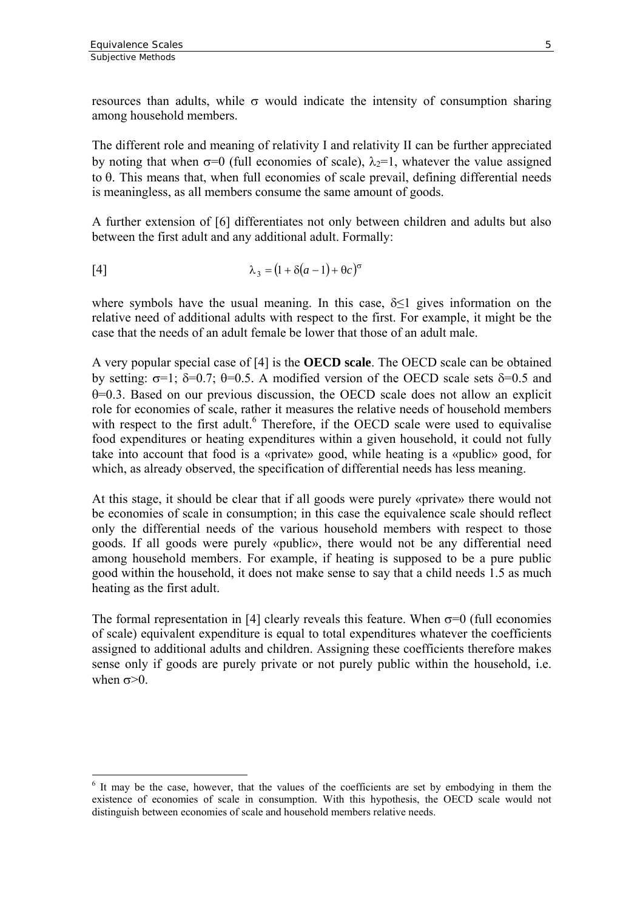resources than adults, while $\sigma$ would indicate the intensity of consumption sharing among household members.

The different role and meaning of relativity I and relativity II can be further appreciated by noting that when $\sigma=0$ (full economies of scale), $\lambda_2=1$, whatever the value assigned to $\theta$. This means that, when full economies of scale prevail, defining differential needs is meaningless, as all members consume the same amount of goods.

A further extension of [6] differentiates not only between children and adults but also between the first adult and any additional adult. Formally:

$$\text{[4]} \qquad \lambda_3 = \left(1 + \delta(a-1) + \theta c\right)^{\sigma}$$

where symbols have the usual meaning. In this case, $\delta \leq 1$ gives information on the relative need of additional adults with respect to the first. For example, it might be the case that the needs of an adult female be lower that those of an adult male.

A very popular special case of [4] is the **OECD scale**. The OECD scale can be obtained by setting: $\sigma=1$; $\delta=0.7$; $\theta=0.5$. A modified version of the OECD scale sets $\delta=0.5$ and $\theta=0.3$. Based on our previous discussion, the OECD scale does not allow an explicit role for economies of scale, rather it measures the relative needs of household members with respect to the first adult.[6] Therefore, if the OECD scale were used to equivalise food expenditures or heating expenditures within a given household, it could not fully take into account that food is a «private» good, while heating is a «public» good, for which, as already observed, the specification of differential needs has less meaning.

At this stage, it should be clear that if all goods were purely «private» there would not be economies of scale in consumption; in this case the equivalence scale should reflect only the differential needs of the various household members with respect to those goods. If all goods were purely «public», there would not be any differential need among household members. For example, if heating is supposed to be a pure public good within the household, it does not make sense to say that a child needs 1.5 as much heating as the first adult.

The formal representation in [4] clearly reveals this feature. When $\sigma=0$ (full economies of scale) equivalent expenditure is equal to total expenditures whatever the coefficients assigned to additional adults and children. Assigning these coefficients therefore makes sense only if goods are purely private or not purely public within the household, i.e. when $\sigma>0$.

---

[6] It may be the case, however, that the values of the coefficients are set by embodying in them the existence of economies of scale in consumption. With this hypothesis, the OECD scale would not distinguish between economies of scale and household members relative needs.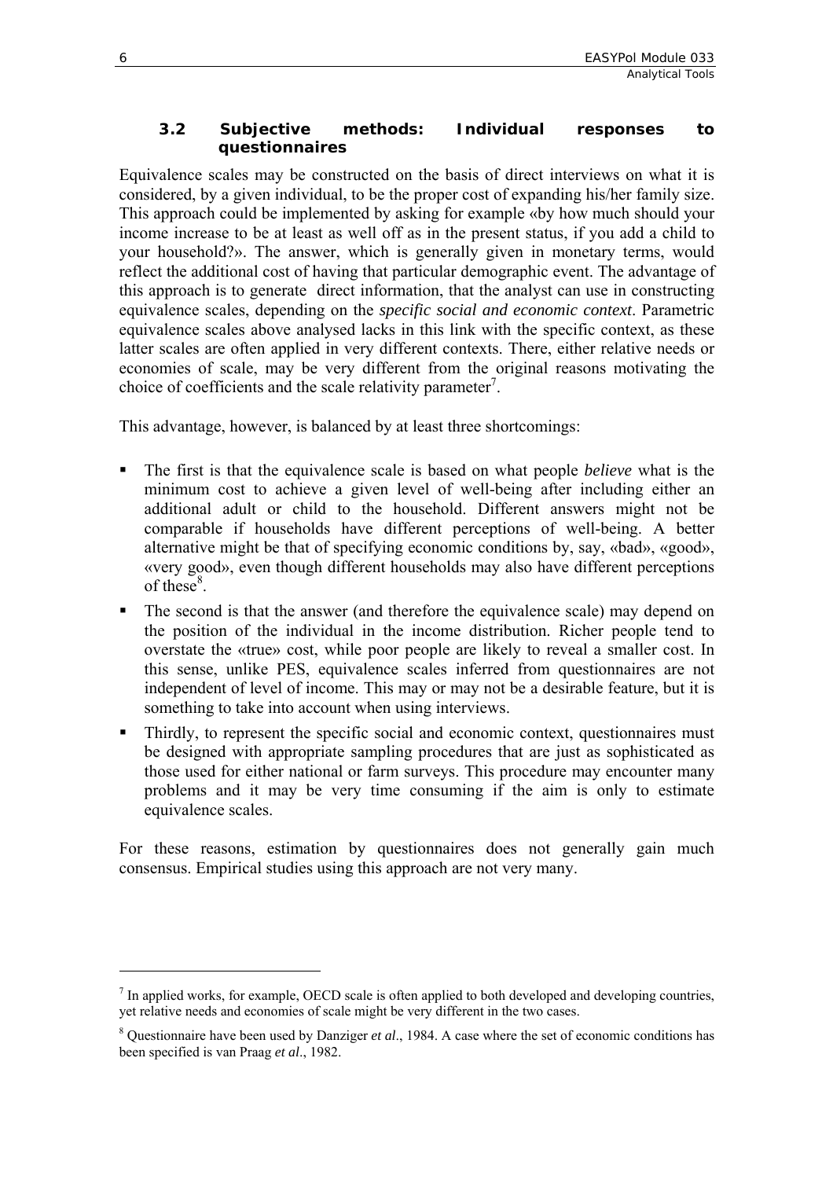### 3.2 Subjective methods: Individual responses to questionnaires

Equivalence scales may be constructed on the basis of direct interviews on what it is considered, by a given individual, to be the proper cost of expanding his/her family size. This approach could be implemented by asking for example «by how much should your income increase to be at least as well off as in the present status, if you add a child to your household?». The answer, which is generally given in monetary terms, would reflect the additional cost of having that particular demographic event. The advantage of this approach is to generate direct information, that the analyst can use in constructing equivalence scales, depending on the *specific social and economic context*. Parametric equivalence scales above analysed lacks in this link with the specific context, as these latter scales are often applied in very different contexts. There, either relative needs or economies of scale, may be very different from the original reasons motivating the choice of coefficients and the scale relativity parameter[7].

This advantage, however, is balanced by at least three shortcomings:

- The first is that the equivalence scale is based on what people *believe* what is the minimum cost to achieve a given level of well-being after including either an additional adult or child to the household. Different answers might not be comparable if households have different perceptions of well-being. A better alternative might be that of specifying economic conditions by, say, «bad», «good», «very good», even though different households may also have different perceptions of these[8].
- The second is that the answer (and therefore the equivalence scale) may depend on the position of the individual in the income distribution. Richer people tend to overstate the «true» cost, while poor people are likely to reveal a smaller cost. In this sense, unlike PES, equivalence scales inferred from questionnaires are not independent of level of income. This may or may not be a desirable feature, but it is something to take into account when using interviews.
- Thirdly, to represent the specific social and economic context, questionnaires must be designed with appropriate sampling procedures that are just as sophisticated as those used for either national or farm surveys. This procedure may encounter many problems and it may be very time consuming if the aim is only to estimate equivalence scales.

For these reasons, estimation by questionnaires does not generally gain much consensus. Empirical studies using this approach are not very many.

---

[7] In applied works, for example, OECD scale is often applied to both developed and developing countries, yet relative needs and economies of scale might be very different in the two cases.

[8] Questionnaire have been used by Danziger *et al*., 1984. A case where the set of economic conditions has been specified is van Praag *et al*., 1982.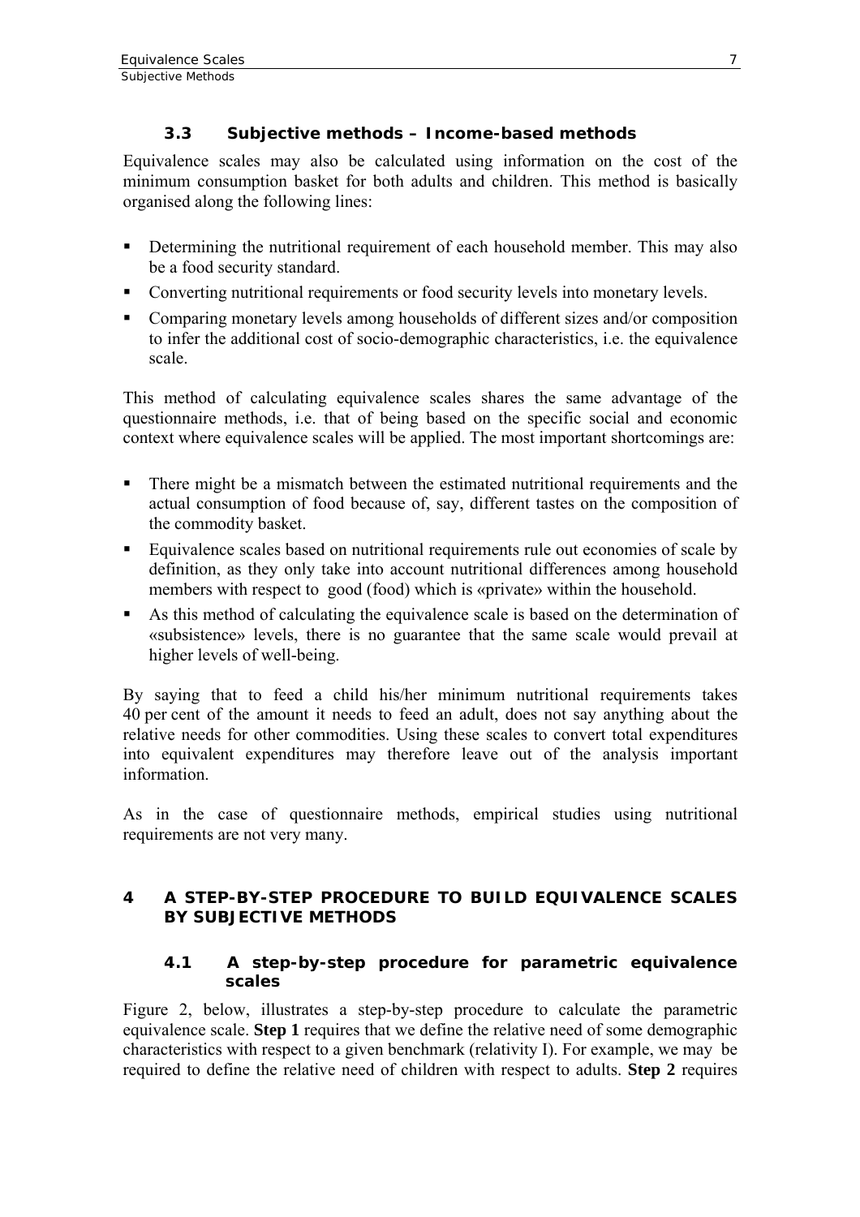### 3.3 Subjective methods – Income-based methods

Equivalence scales may also be calculated using information on the cost of the minimum consumption basket for both adults and children. This method is basically organised along the following lines:

- Determining the nutritional requirement of each household member. This may also be a food security standard.
- Converting nutritional requirements or food security levels into monetary levels.
- Comparing monetary levels among households of different sizes and/or composition to infer the additional cost of socio-demographic characteristics, i.e. the equivalence scale.

This method of calculating equivalence scales shares the same advantage of the questionnaire methods, i.e. that of being based on the specific social and economic context where equivalence scales will be applied. The most important shortcomings are:

- There might be a mismatch between the estimated nutritional requirements and the actual consumption of food because of, say, different tastes on the composition of the commodity basket.
- Equivalence scales based on nutritional requirements rule out economies of scale by definition, as they only take into account nutritional differences among household members with respect to good (food) which is «private» within the household.
- As this method of calculating the equivalence scale is based on the determination of «subsistence» levels, there is no guarantee that the same scale would prevail at higher levels of well-being.

By saying that to feed a child his/her minimum nutritional requirements takes 40 per cent of the amount it needs to feed an adult, does not say anything about the relative needs for other commodities. Using these scales to convert total expenditures into equivalent expenditures may therefore leave out of the analysis important information.

As in the case of questionnaire methods, empirical studies using nutritional requirements are not very many.

# 4 A STEP-BY-STEP PROCEDURE TO BUILD EQUIVALENCE SCALES BY SUBJECTIVE METHODS

### 4.1 A step-by-step procedure for parametric equivalence scales

Figure 2, below, illustrates a step-by-step procedure to calculate the parametric equivalence scale. **Step 1** requires that we define the relative need of some demographic characteristics with respect to a given benchmark (relativity I). For example, we may be required to define the relative need of children with respect to adults. **Step 2** requires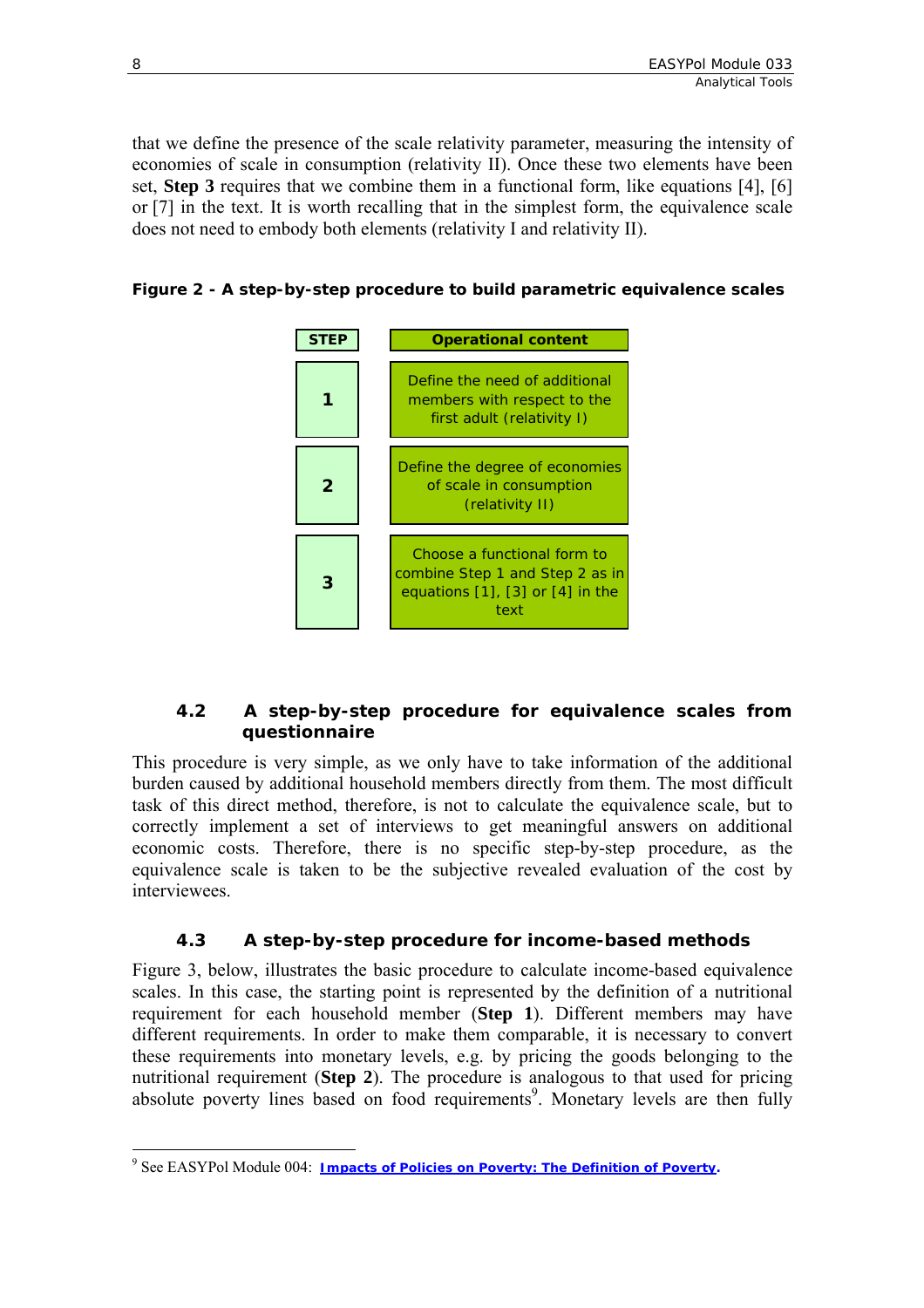that we define the presence of the scale relativity parameter, measuring the intensity of economies of scale in consumption (relativity II). Once these two elements have been set, **Step 3** requires that we combine them in a functional form, like equations [4], [6] or [7] in the text. It is worth recalling that in the simplest form, the equivalence scale does not need to embody both elements (relativity I and relativity II).

**Figure 2 - A step-by-step procedure to build parametric equivalence scales**

| STEP | Operational content |
|---|---|
| **1** | Define the need of additional members with respect to the first adult (relativity I) |
| **2** | Define the degree of economies of scale in consumption (relativity II) |
| **3** | Choose a functional form to combine Step 1 and Step 2 as in equations [1], [3] or [4] in the text |

### 4.2 A step-by-step procedure for equivalence scales from questionnaire

This procedure is very simple, as we only have to take information of the additional burden caused by additional household members directly from them. The most difficult task of this direct method, therefore, is not to calculate the equivalence scale, but to correctly implement a set of interviews to get meaningful answers on additional economic costs. Therefore, there is no specific step-by-step procedure, as the equivalence scale is taken to be the subjective revealed evaluation of the cost by interviewees.

### 4.3 A step-by-step procedure for income-based methods

Figure 3, below, illustrates the basic procedure to calculate income-based equivalence scales. In this case, the starting point is represented by the definition of a nutritional requirement for each household member (**Step 1**). Different members may have different requirements. In order to make them comparable, it is necessary to convert these requirements into monetary levels, e.g. by pricing the goods belonging to the nutritional requirement (**Step 2**). The procedure is analogous to that used for pricing absolute poverty lines based on food requirements[9]. Monetary levels are then fully

[9] See EASYPol Module 004: **Impacts of Policies on Poverty: The Definition of Poverty**.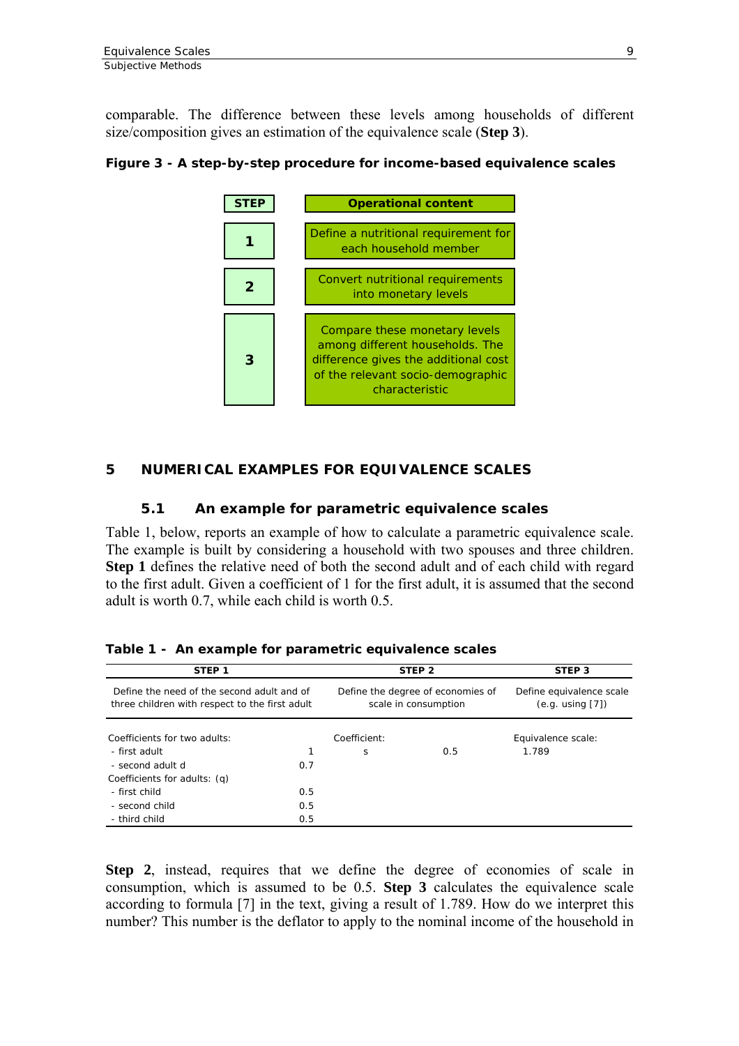comparable. The difference between these levels among households of different size/composition gives an estimation of the equivalence scale (**Step 3**).

**Figure 3 - A step-by-step procedure for income-based equivalence scales**

| STEP | Operational content |
|---|---|
| 1 | Define a nutritional requirement for each household member |
| 2 | Convert nutritional requirements into monetary levels |
| 3 | Compare these monetary levels among different households. The difference gives the additional cost of the relevant socio-demographic characteristic |

# 5 NUMERICAL EXAMPLES FOR EQUIVALENCE SCALES

## 5.1 An example for parametric equivalence scales

Table 1, below, reports an example of how to calculate a parametric equivalence scale. The example is built by considering a household with two spouses and three children. **Step 1** defines the relative need of both the second adult and of each child with regard to the first adult. Given a coefficient of 1 for the first adult, it is assumed that the second adult is worth 0.7, while each child is worth 0.5.

**Table 1 - An example for parametric equivalence scales**

| STEP 1 | | STEP 2 | | STEP 3 |
|---|---|---|---|---|
| Define the need of the second adult and of three children with respect to the first adult | | Define the degree of economies of scale in consumption | | Define equivalence scale (e.g. using [7]) |
| Coefficients for two adults: | | Coefficient: | | Equivalence scale: |
| - first adult | 1 | s | 0.5 | 1.789 |
| - second adult d | 0.7 | | | |
| Coefficients for adults: (q) | | | | |
| - first child | 0.5 | | | |
| - second child | 0.5 | | | |
| - third child | 0.5 | | | |

**Step 2**, instead, requires that we define the degree of economies of scale in consumption, which is assumed to be 0.5. **Step 3** calculates the equivalence scale according to formula [7] in the text, giving a result of 1.789. How do we interpret this number? This number is the deflator to apply to the nominal income of the household in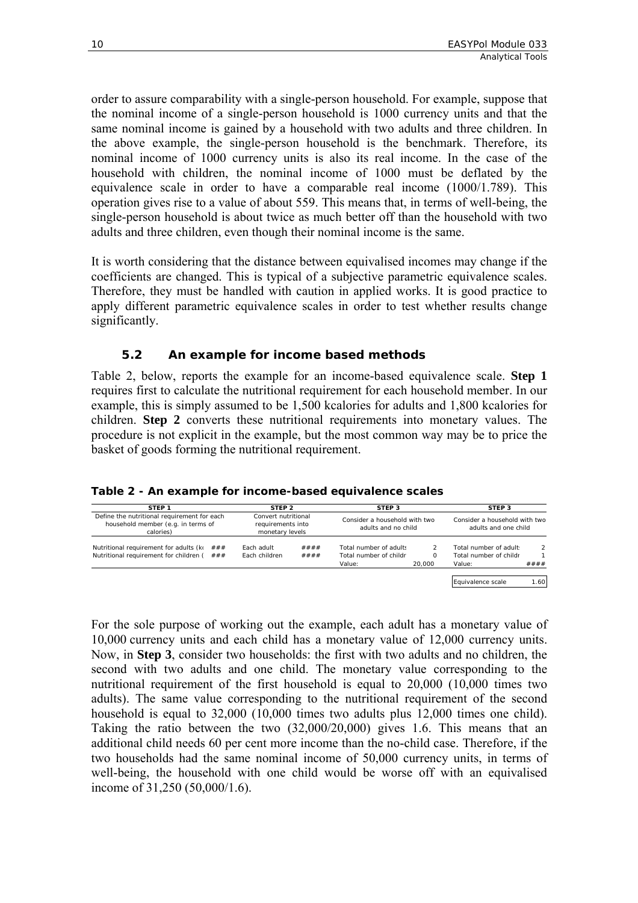order to assure comparability with a single-person household. For example, suppose that the nominal income of a single-person household is 1000 currency units and that the same nominal income is gained by a household with two adults and three children. In the above example, the single-person household is the benchmark. Therefore, its nominal income of 1000 currency units is also its real income. In the case of the household with children, the nominal income of 1000 must be deflated by the equivalence scale in order to have a comparable real income (1000/1.789). This operation gives rise to a value of about 559. This means that, in terms of well-being, the single-person household is about twice as much better off than the household with two adults and three children, even though their nominal income is the same.

It is worth considering that the distance between equivalised incomes may change if the coefficients are changed. This is typical of a subjective parametric equivalence scales. Therefore, they must be handled with caution in applied works. It is good practice to apply different parametric equivalence scales in order to test whether results change significantly.

### 5.2 An example for income based methods

Table 2, below, reports the example for an income-based equivalence scale. **Step 1** requires first to calculate the nutritional requirement for each household member. In our example, this is simply assumed to be 1,500 kcalories for adults and 1,800 kcalories for children. **Step 2** converts these nutritional requirements into monetary values. The procedure is not explicit in the example, but the most common way may be to price the basket of goods forming the nutritional requirement.

**Table 2 - An example for income-based equivalence scales**

| STEP 1 | | STEP 2 | | STEP 3 | | STEP 3 | |
|---|---|---|---|---|---|---|---|
| Define the nutritional requirement for each household member (e.g. in terms of calories) | | Convert nutritional requirements into monetary levels | | Consider a household with two adults and no child | | Consider a household with two adults and one child | |
| Nutritional requirement for adults (k | ### | Each adult | #### | Total number of adults | 2 | Total number of adult | 2 |
| Nutritional requirement for children ( | ### | Each children | #### | Total number of childr | 0 | Total number of childr | 1 |
| | | | | Value: | 20,000 | Value: | #### |
| | | | | | | Equivalence scale | 1.60 |

For the sole purpose of working out the example, each adult has a monetary value of 10,000 currency units and each child has a monetary value of 12,000 currency units. Now, in **Step 3**, consider two households: the first with two adults and no children, the second with two adults and one child. The monetary value corresponding to the nutritional requirement of the first household is equal to 20,000 (10,000 times two adults). The same value corresponding to the nutritional requirement of the second household is equal to 32,000 (10,000 times two adults plus 12,000 times one child). Taking the ratio between the two (32,000/20,000) gives 1.6. This means that an additional child needs 60 per cent more income than the no-child case. Therefore, if the two households had the same nominal income of 50,000 currency units, in terms of well-being, the household with one child would be worse off with an equivalised income of 31,250 (50,000/1.6).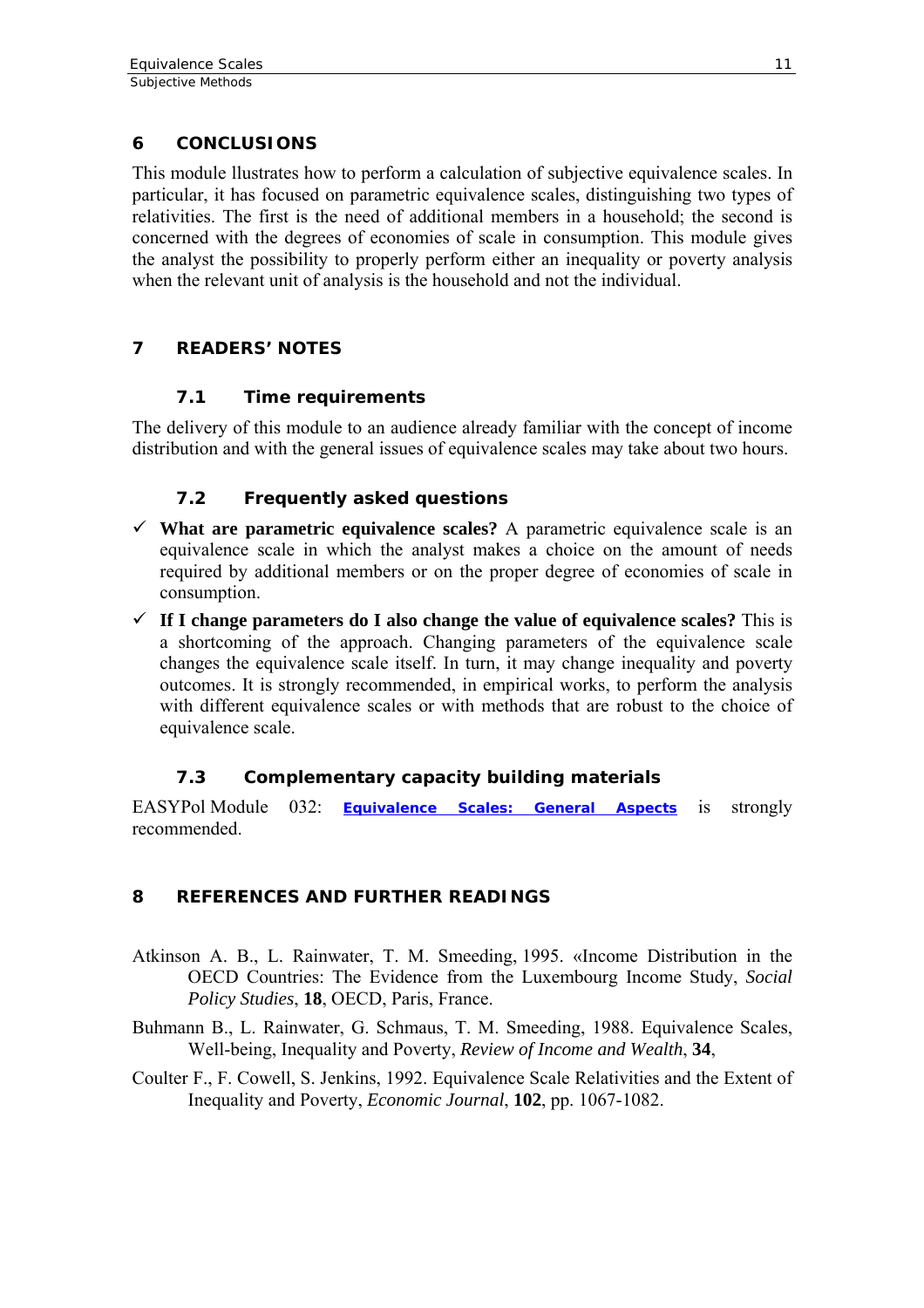## 6 CONCLUSIONS

This module llustrates how to perform a calculation of subjective equivalence scales. In particular, it has focused on parametric equivalence scales, distinguishing two types of relativities. The first is the need of additional members in a household; the second is concerned with the degrees of economies of scale in consumption. This module gives the analyst the possibility to properly perform either an inequality or poverty analysis when the relevant unit of analysis is the household and not the individual.

## 7 READERS' NOTES

### 7.1 Time requirements

The delivery of this module to an audience already familiar with the concept of income distribution and with the general issues of equivalence scales may take about two hours.

### 7.2 Frequently asked questions

- ✓ **What are parametric equivalence scales?** A parametric equivalence scale is an equivalence scale in which the analyst makes a choice on the amount of needs required by additional members or on the proper degree of economies of scale in consumption.
- ✓ **If I change parameters do I also change the value of equivalence scales?** This is a shortcoming of the approach. Changing parameters of the equivalence scale changes the equivalence scale itself. In turn, it may change inequality and poverty outcomes. It is strongly recommended, in empirical works, to perform the analysis with different equivalence scales or with methods that are robust to the choice of equivalence scale.

### 7.3 Complementary capacity building materials

EASYPol Module 032: **Equivalence Scales: General Aspects** is strongly recommended.

## 8 REFERENCES AND FURTHER READINGS

Atkinson A. B., L. Rainwater, T. M. Smeeding, 1995. «Income Distribution in the OECD Countries: The Evidence from the Luxembourg Income Study, *Social Policy Studies*, **18**, OECD, Paris, France.

Buhmann B., L. Rainwater, G. Schmaus, T. M. Smeeding, 1988. Equivalence Scales, Well-being, Inequality and Poverty, *Review of Income and Wealth*, **34**,

Coulter F., F. Cowell, S. Jenkins, 1992. Equivalence Scale Relativities and the Extent of Inequality and Poverty, *Economic Journal*, **102**, pp. 1067-1082.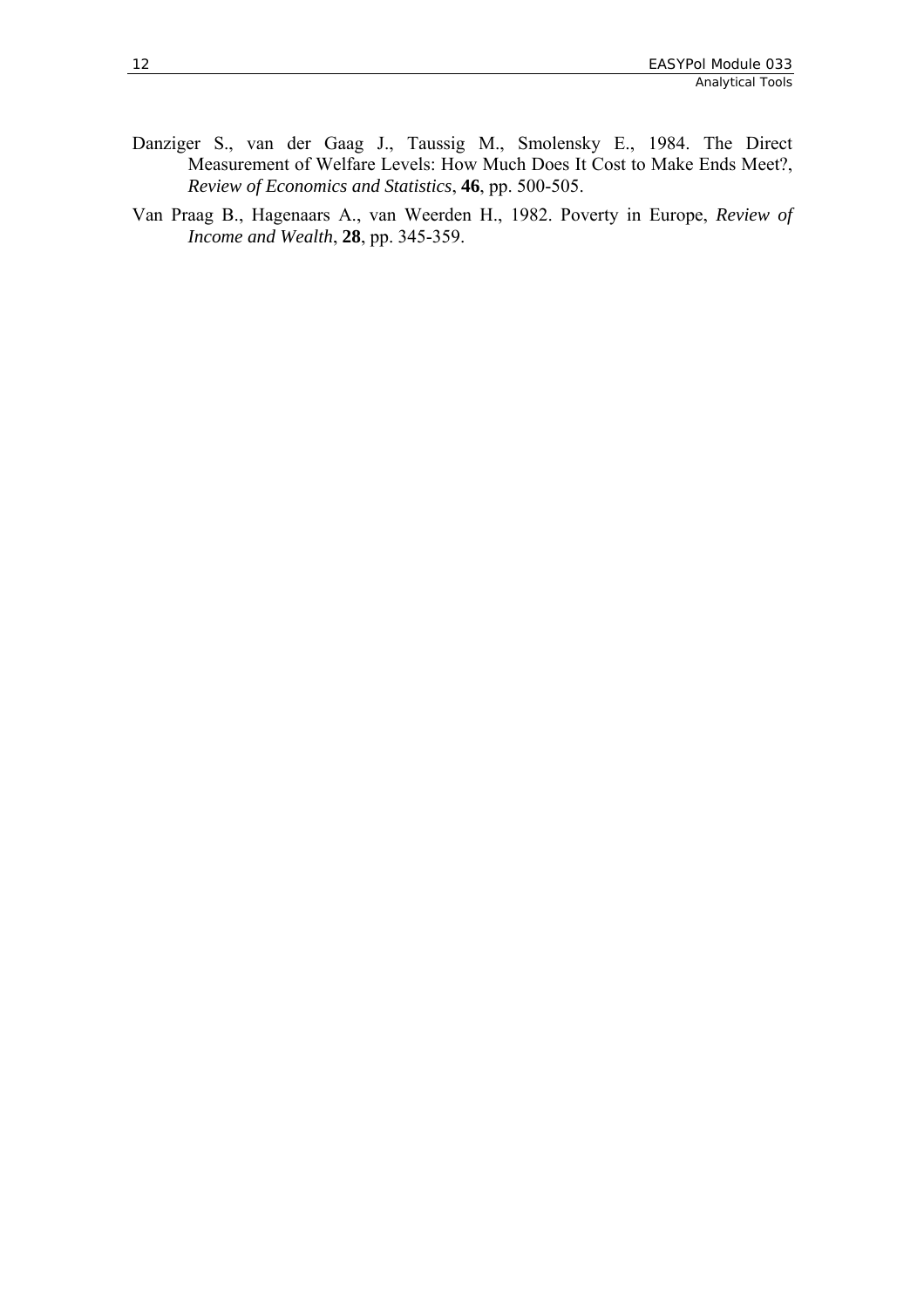Danziger S., van der Gaag J., Taussig M., Smolensky E., 1984. The Direct Measurement of Welfare Levels: How Much Does It Cost to Make Ends Meet?, *Review of Economics and Statistics*, **46**, pp. 500-505.

Van Praag B., Hagenaars A., van Weerden H., 1982. Poverty in Europe, *Review of Income and Wealth*, **28**, pp. 345-359.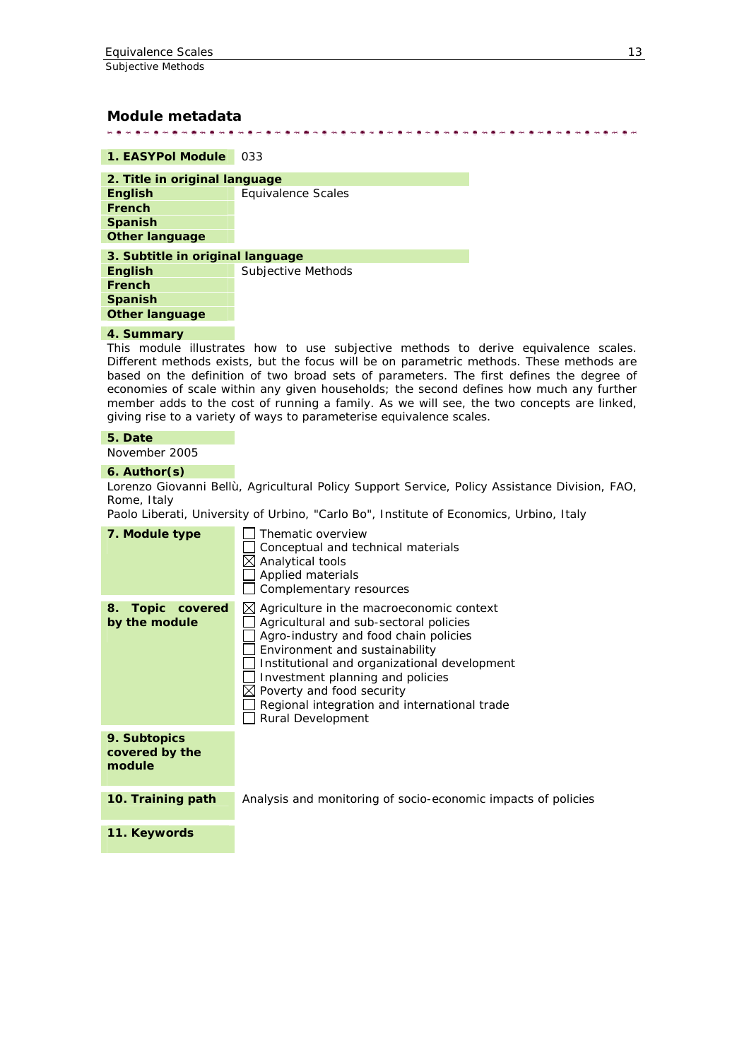## Module metadata

| | |
|---|---|
| **1. EASYPol Module** | 033 |

| **2. Title in original language** | |
|---|---|
| **English** | Equivalence Scales |
| **French** | |
| **Spanish** | |
| **Other language** | |

| **3. Subtitle in original language** | |
|---|---|
| **English** | Subjective Methods |
| **French** | |
| **Spanish** | |
| **Other language** | |

**4. Summary**

This module illustrates how to use subjective methods to derive equivalence scales. Different methods exists, but the focus will be on parametric methods. These methods are based on the definition of two broad sets of parameters. The first defines the degree of economies of scale within any given households; the second defines how much any further member adds to the cost of running a family. As we will see, the two concepts are linked, giving rise to a variety of ways to parameterise equivalence scales.

**5. Date**

November 2005

**6. Author(s)**

Lorenzo Giovanni Bellù, Agricultural Policy Support Service, Policy Assistance Division, FAO, Rome, Italy

Paolo Liberati, University of Urbino, "Carlo Bo", Institute of Economics, Urbino, Italy

| | |
|---|---|
| **7. Module type** | ☐ Thematic overview<br>☐ Conceptual and technical materials<br>☒ Analytical tools<br>☐ Applied materials<br>☐ Complementary resources |
| **8. Topic covered by the module** | ☒ Agriculture in the macroeconomic context<br>☐ Agricultural and sub-sectoral policies<br>☐ Agro-industry and food chain policies<br>☐ Environment and sustainability<br>☐ Institutional and organizational development<br>☐ Investment planning and policies<br>☒ Poverty and food security<br>☐ Regional integration and international trade<br>☐ Rural Development |
| **9. Subtopics covered by the module** | |
| **10. Training path** | Analysis and monitoring of socio-economic impacts of policies |
| **11. Keywords** | |